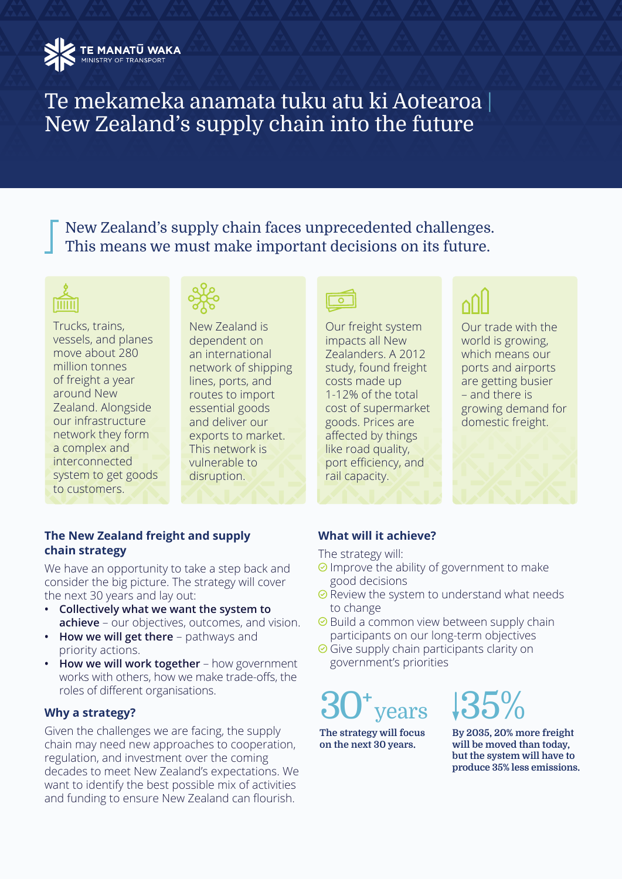TE MANATŪ WAKA
MINISTRY OF TRANSPORT

# Te mekameka anamata tuku atu ki Aotearoa | New Zealand's supply chain into the future

New Zealand's supply chain faces unprecedented challenges. This means we must make important decisions on its future.

Trucks, trains, vessels, and planes move about 280 million tonnes of freight a year around New Zealand. Alongside our infrastructure network they form a complex and interconnected system to get goods to customers.

New Zealand is dependent on an international network of shipping lines, ports, and routes to import essential goods and deliver our exports to market. This network is vulnerable to disruption.

Our freight system impacts all New Zealanders. A 2012 study, found freight costs made up 1-12% of the total cost of supermarket goods. Prices are affected by things like road quality, port efficiency, and rail capacity.

Our trade with the world is growing, which means our ports and airports are getting busier – and there is growing demand for domestic freight.

## The New Zealand freight and supply chain strategy

We have an opportunity to take a step back and consider the big picture. The strategy will cover the next 30 years and lay out:

- **Collectively what we want the system to achieve** – our objectives, outcomes, and vision.
- **How we will get there** – pathways and priority actions.
- **How we will work together** – how government works with others, how we make trade-offs, the roles of different organisations.

## Why a strategy?

Given the challenges we are facing, the supply chain may need new approaches to cooperation, regulation, and investment over the coming decades to meet New Zealand's expectations. We want to identify the best possible mix of activities and funding to ensure New Zealand can flourish.

## What will it achieve?

The strategy will:

- Improve the ability of government to make good decisions
- Review the system to understand what needs to change
- Build a common view between supply chain participants on our long-term objectives
- Give supply chain participants clarity on government's priorities

**30+ years**

**The strategy will focus on the next 30 years.**

**↓35%**

**By 2035, 20% more freight will be moved than today, but the system will have to produce 35% less emissions.**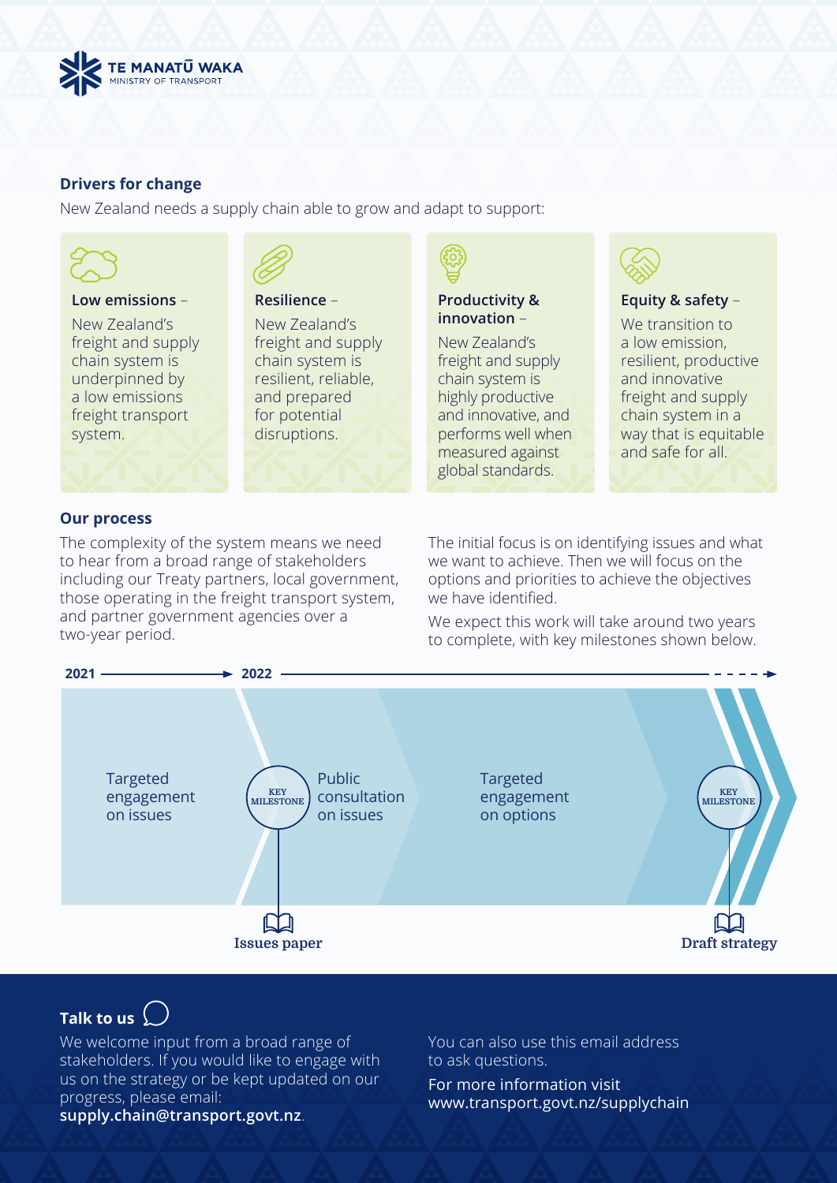## Drivers for change

New Zealand needs a supply chain able to grow and adapt to support:

**Low emissions** – New Zealand's freight and supply chain system is underpinned by a low emissions freight transport system.

**Resilience** – New Zealand's freight and supply chain system is resilient, reliable, and prepared for potential disruptions.

**Productivity & innovation** – New Zealand's freight and supply chain system is highly productive and innovative, and performs well when measured against global standards.

**Equity & safety** – We transition to a low emission, resilient, productive and innovative freight and supply chain system in a way that is equitable and safe for all.

## Our process

The complexity of the system means we need to hear from a broad range of stakeholders including our Treaty partners, local government, those operating in the freight transport system, and partner government agencies over a two-year period.

The initial focus is on identifying issues and what we want to achieve. Then we will focus on the options and priorities to achieve the objectives we have identified.

We expect this work will take around two years to complete, with key milestones shown below.

2021
2022

Targeted engagement on issues

KEY MILESTONE

Public consultation on issues

Issues paper

Targeted engagement on options

KEY MILESTONE

Draft strategy

## Talk to us

We welcome input from a broad range of stakeholders. If you would like to engage with us on the strategy or be kept updated on our progress, please email: **supply.chain@transport.govt.nz**.

You can also use this email address to ask questions.

For more information visit www.transport.govt.nz/supplychain